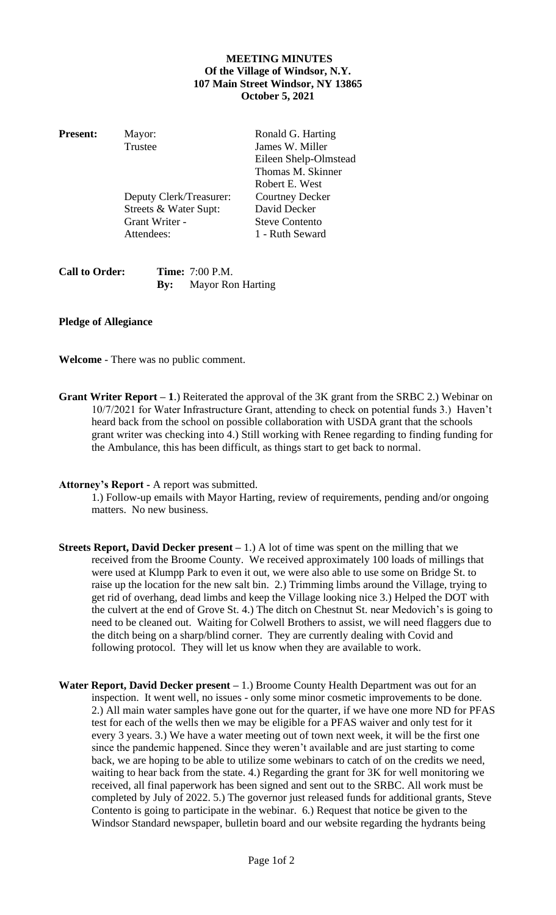**MEETING MINUTES**
**Of the Village of Windsor, N.Y.**
**107 Main Street Windsor, NY 13865**
**October 5, 2021**

| **Present:** | | |
|---|---|---|
| | Mayor: | Ronald G. Harting |
| | Trustee | James W. Miller |
| | | Eileen Shelp-Olmstead |
| | | Thomas M. Skinner |
| | | Robert E. West |
| | Deputy Clerk/Treasurer: | Courtney Decker |
| | Streets & Water Supt: | David Decker |
| | Grant Writer - | Steve Contento |
| | Attendees: | 1 - Ruth Seward |

**Call to Order:** **Time:** 7:00 P.M.
**By:** Mayor Ron Harting

**Pledge of Allegiance**

**Welcome** - There was no public comment.

**Grant Writer Report – 1**.) Reiterated the approval of the 3K grant from the SRBC 2.) Webinar on 10/7/2021 for Water Infrastructure Grant, attending to check on potential funds 3.) Haven't heard back from the school on possible collaboration with USDA grant that the schools grant writer was checking into 4.) Still working with Renee regarding to finding funding for the Ambulance, this has been difficult, as things start to get back to normal.

**Attorney's Report** - A report was submitted.

1.) Follow-up emails with Mayor Harting, review of requirements, pending and/or ongoing matters. No new business.

**Streets Report, David Decker present –** 1.) A lot of time was spent on the milling that we received from the Broome County. We received approximately 100 loads of millings that were used at Klumpp Park to even it out, we were also able to use some on Bridge St. to raise up the location for the new salt bin. 2.) Trimming limbs around the Village, trying to get rid of overhang, dead limbs and keep the Village looking nice 3.) Helped the DOT with the culvert at the end of Grove St. 4.) The ditch on Chestnut St. near Medovich's is going to need to be cleaned out. Waiting for Colwell Brothers to assist, we will need flaggers due to the ditch being on a sharp/blind corner. They are currently dealing with Covid and following protocol. They will let us know when they are available to work.

**Water Report, David Decker present –** 1.) Broome County Health Department was out for an inspection. It went well, no issues - only some minor cosmetic improvements to be done. 2.) All main water samples have gone out for the quarter, if we have one more ND for PFAS test for each of the wells then we may be eligible for a PFAS waiver and only test for it every 3 years. 3.) We have a water meeting out of town next week, it will be the first one since the pandemic happened. Since they weren't available and are just starting to come back, we are hoping to be able to utilize some webinars to catch of on the credits we need, waiting to hear back from the state. 4.) Regarding the grant for 3K for well monitoring we received, all final paperwork has been signed and sent out to the SRBC. All work must be completed by July of 2022. 5.) The governor just released funds for additional grants, Steve Contento is going to participate in the webinar. 6.) Request that notice be given to the Windsor Standard newspaper, bulletin board and our website regarding the hydrants being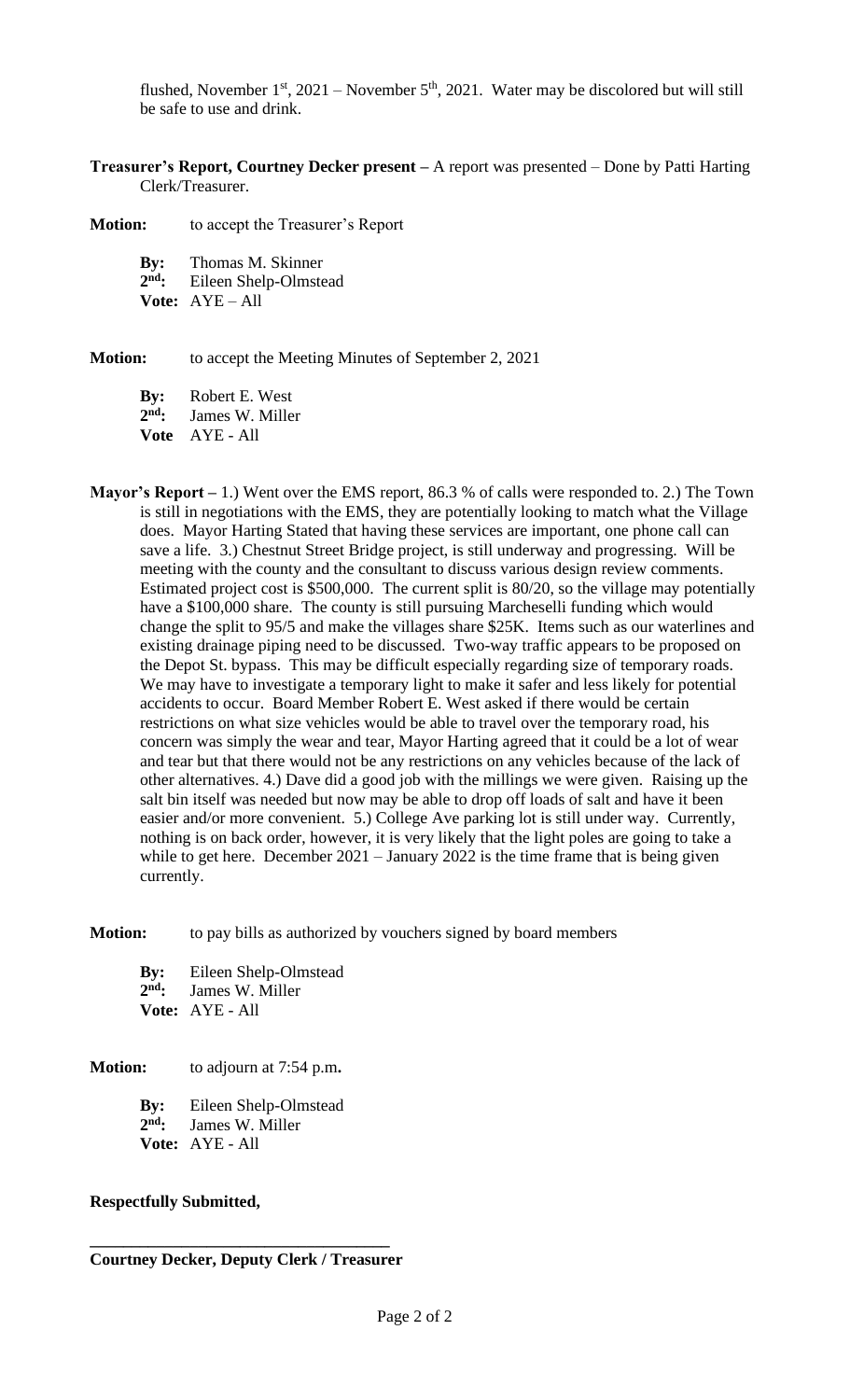flushed, November 1st, 2021 – November 5th, 2021. Water may be discolored but will still be safe to use and drink.

**Treasurer's Report, Courtney Decker present –** A report was presented – Done by Patti Harting Clerk/Treasurer.

**Motion:** to accept the Treasurer's Report

**By:** Thomas M. Skinner
**2nd:** Eileen Shelp-Olmstead
**Vote:** AYE – All

**Motion:** to accept the Meeting Minutes of September 2, 2021

**By:** Robert E. West
**2nd:** James W. Miller
**Vote** AYE - All

**Mayor's Report –** 1.) Went over the EMS report, 86.3 % of calls were responded to. 2.) The Town is still in negotiations with the EMS, they are potentially looking to match what the Village does. Mayor Harting Stated that having these services are important, one phone call can save a life. 3.) Chestnut Street Bridge project, is still underway and progressing. Will be meeting with the county and the consultant to discuss various design review comments. Estimated project cost is $500,000. The current split is 80/20, so the village may potentially have a $100,000 share. The county is still pursuing Marcheselli funding which would change the split to 95/5 and make the villages share $25K. Items such as our waterlines and existing drainage piping need to be discussed. Two-way traffic appears to be proposed on the Depot St. bypass. This may be difficult especially regarding size of temporary roads. We may have to investigate a temporary light to make it safer and less likely for potential accidents to occur. Board Member Robert E. West asked if there would be certain restrictions on what size vehicles would be able to travel over the temporary road, his concern was simply the wear and tear, Mayor Harting agreed that it could be a lot of wear and tear but that there would not be any restrictions on any vehicles because of the lack of other alternatives. 4.) Dave did a good job with the millings we were given. Raising up the salt bin itself was needed but now may be able to drop off loads of salt and have it been easier and/or more convenient. 5.) College Ave parking lot is still under way. Currently, nothing is on back order, however, it is very likely that the light poles are going to take a while to get here. December 2021 – January 2022 is the time frame that is being given currently.

**Motion:** to pay bills as authorized by vouchers signed by board members

**By:** Eileen Shelp-Olmstead
**2nd:** James W. Miller
**Vote:** AYE - All

**Motion:** to adjourn at 7:54 p.m**.**

**By:** Eileen Shelp-Olmstead
**2nd:** James W. Miller
**Vote:** AYE - All

**Respectfully Submitted,**

**\_\_\_\_\_\_\_\_\_\_\_\_\_\_\_\_\_\_\_\_\_\_\_\_\_\_\_\_\_\_\_\_\_\_\_**
**Courtney Decker, Deputy Clerk / Treasurer**